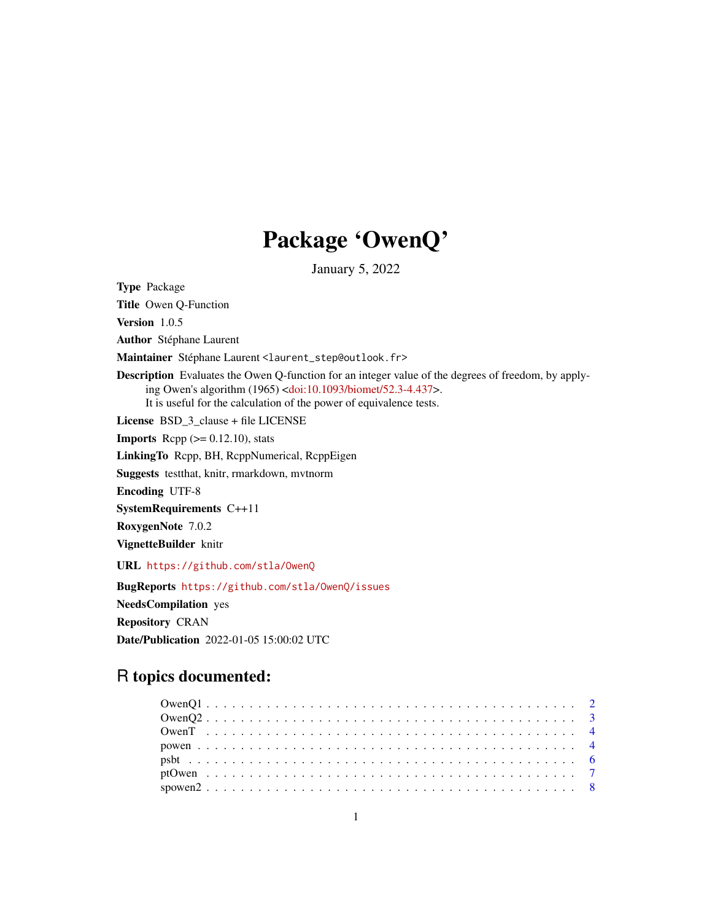# Package 'OwenQ'

January 5, 2022

**Type** Package

**Title** Owen Q-Function

**Version** 1.0.5

**Author** Stéphane Laurent

**Maintainer** Stéphane Laurent <laurent_step@outlook.fr>

**Description** Evaluates the Owen Q-function for an integer value of the degrees of freedom, by applying Owen's algorithm (1965) <doi:10.1093/biomet/52.3-4.437>.
It is useful for the calculation of the power of equivalence tests.

**License** BSD_3_clause + file LICENSE

**Imports** Rcpp (>= 0.12.10), stats

**LinkingTo** Rcpp, BH, RcppNumerical, RcppEigen

**Suggests** testthat, knitr, rmarkdown, mvtnorm

**Encoding** UTF-8

**SystemRequirements** C++11

**RoxygenNote** 7.0.2

**VignetteBuilder** knitr

**URL** https://github.com/stla/OwenQ

**BugReports** https://github.com/stla/OwenQ/issues

**NeedsCompilation** yes

**Repository** CRAN

**Date/Publication** 2022-01-05 15:00:02 UTC

## R topics documented:

- OwenQ1 . . . . . . . . . . 2
- OwenQ2 . . . . . . . . . . 3
- OwenT . . . . . . . . . . 4
- powen . . . . . . . . . . 4
- psbt . . . . . . . . . . 6
- ptOwen . . . . . . . . . . 7
- spowen2 . . . . . . . . . . 8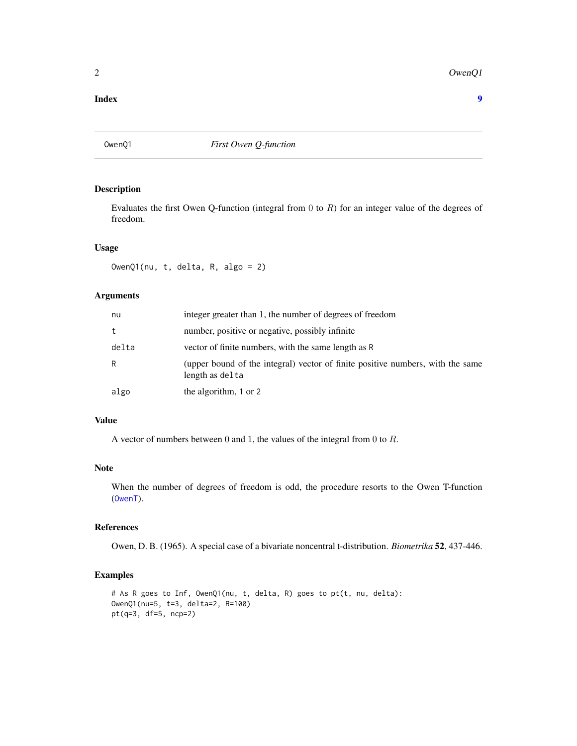**Index** **9**

# OwenQ1 — *First Owen Q-function*

## Description

Evaluates the first Owen Q-function (integral from $0$ to $R$) for an integer value of the degrees of freedom.

## Usage

```
OwenQ1(nu, t, delta, R, algo = 2)
```

## Arguments

| | |
|---|---|
| nu | integer greater than $1$, the number of degrees of freedom |
| t | number, positive or negative, possibly infinite |
| delta | vector of finite numbers, with the same length as R |
| R | (upper bound of the integral) vector of finite positive numbers, with the same length as delta |
| algo | the algorithm, 1 or 2 |

## Value

A vector of numbers between $0$ and $1$, the values of the integral from $0$ to $R$.

## Note

When the number of degrees of freedom is odd, the procedure resorts to the Owen T-function (OwenT).

## References

Owen, D. B. (1965). A special case of a bivariate noncentral t-distribution. *Biometrika* **52**, 437-446.

## Examples

```
# As R goes to Inf, OwenQ1(nu, t, delta, R) goes to pt(t, nu, delta):
OwenQ1(nu=5, t=3, delta=2, R=100)
pt(q=3, df=5, ncp=2)
```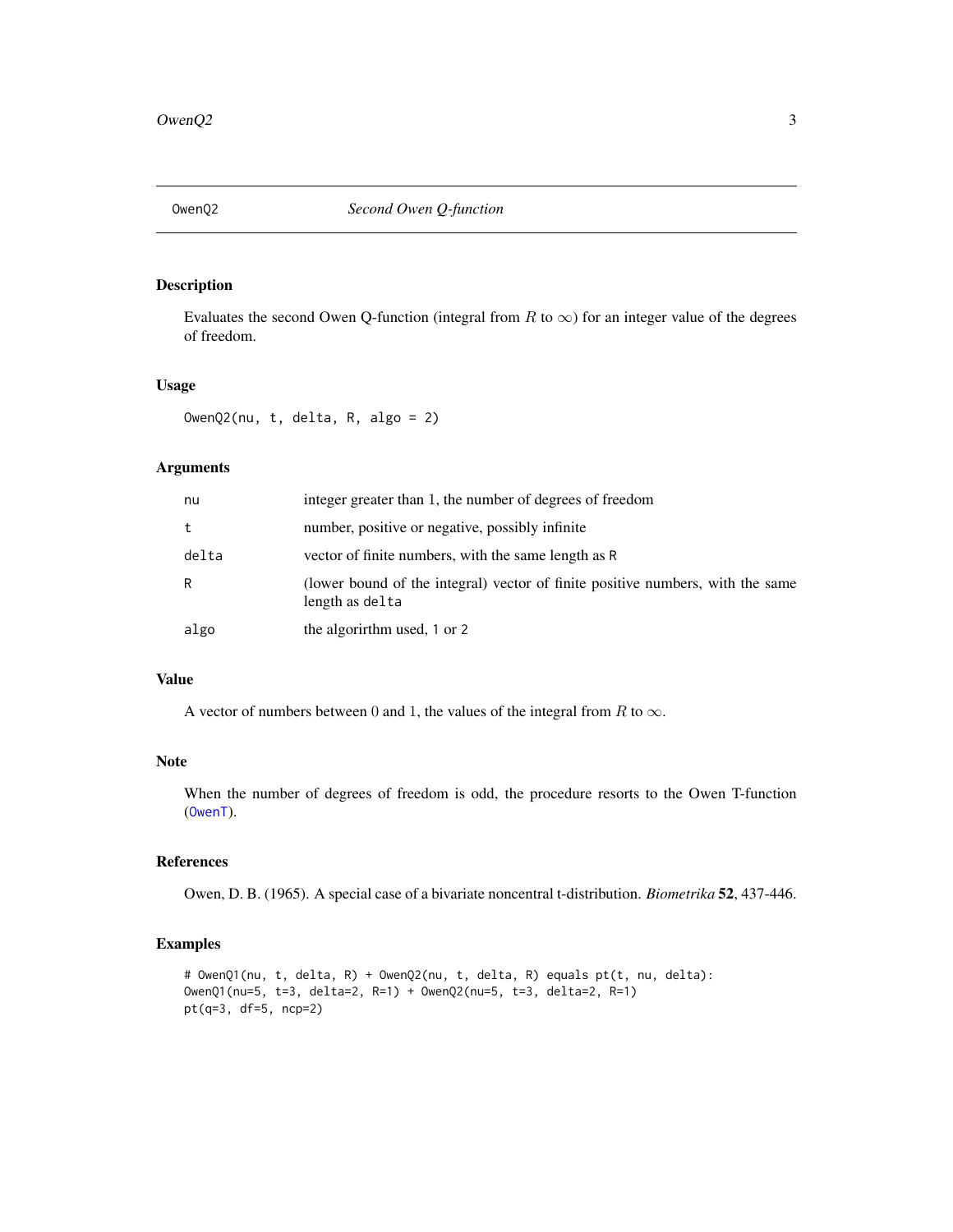## OwenQ2 — *Second Owen Q-function*

### Description

Evaluates the second Owen Q-function (integral from $R$ to $\infty$) for an integer value of the degrees of freedom.

### Usage

```
OwenQ2(nu, t, delta, R, algo = 2)
```

### Arguments

| | |
|---|---|
| `nu` | integer greater than 1, the number of degrees of freedom |
| `t` | number, positive or negative, possibly infinite |
| `delta` | vector of finite numbers, with the same length as `R` |
| `R` | (lower bound of the integral) vector of finite positive numbers, with the same length as `delta` |
| `algo` | the algorirthm used, `1` or `2` |

### Value

A vector of numbers between 0 and 1, the values of the integral from $R$ to $\infty$.

### Note

When the number of degrees of freedom is odd, the procedure resorts to the Owen T-function (`OwenT`).

### References

Owen, D. B. (1965). A special case of a bivariate noncentral t-distribution. *Biometrika* **52**, 437-446.

### Examples

```
# OwenQ1(nu, t, delta, R) + OwenQ2(nu, t, delta, R) equals pt(t, nu, delta):
OwenQ1(nu=5, t=3, delta=2, R=1) + OwenQ2(nu=5, t=3, delta=2, R=1)
pt(q=3, df=5, ncp=2)
```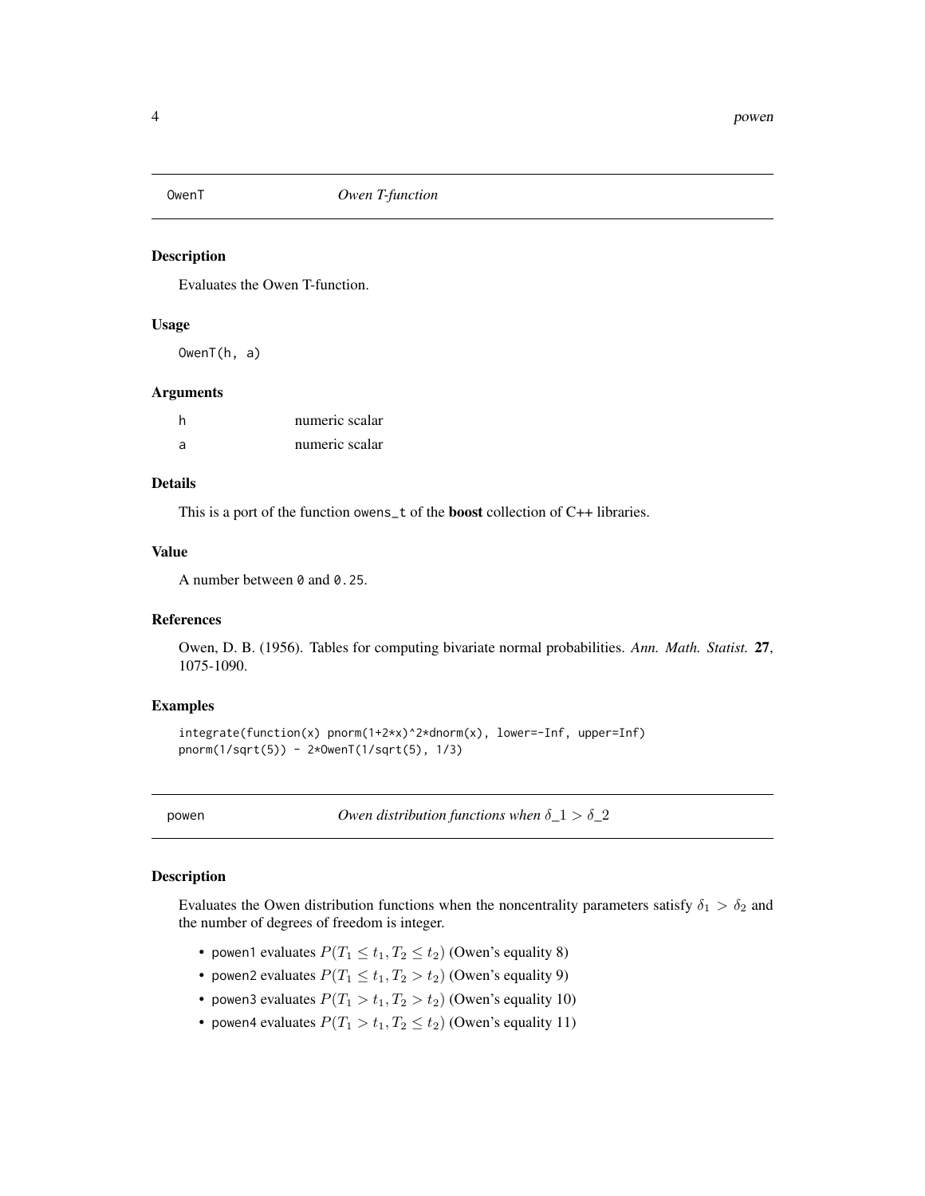## OwenT *Owen T-function*

### Description

Evaluates the Owen T-function.

### Usage

```
OwenT(h, a)
```

### Arguments

| | |
|---|---|
| h | numeric scalar |
| a | numeric scalar |

### Details

This is a port of the function `owens_t` of the **boost** collection of C++ libraries.

### Value

A number between `0` and `0.25`.

### References

Owen, D. B. (1956). Tables for computing bivariate normal probabilities. *Ann. Math. Statist.* **27**, 1075-1090.

### Examples

```
integrate(function(x) pnorm(1+2*x)^2*dnorm(x), lower=-Inf, upper=Inf)
pnorm(1/sqrt(5)) - 2*OwenT(1/sqrt(5), 1/3)
```

## powen *Owen distribution functions when $\delta\_1 > \delta\_2$*

### Description

Evaluates the Owen distribution functions when the noncentrality parameters satisfy $\delta_1 > \delta_2$ and the number of degrees of freedom is integer.

- `powen1` evaluates $P(T_1 \leq t_1, T_2 \leq t_2)$ (Owen's equality 8)
- `powen2` evaluates $P(T_1 \leq t_1, T_2 > t_2)$ (Owen's equality 9)
- `powen3` evaluates $P(T_1 > t_1, T_2 > t_2)$ (Owen's equality 10)
- `powen4` evaluates $P(T_1 > t_1, T_2 \leq t_2)$ (Owen's equality 11)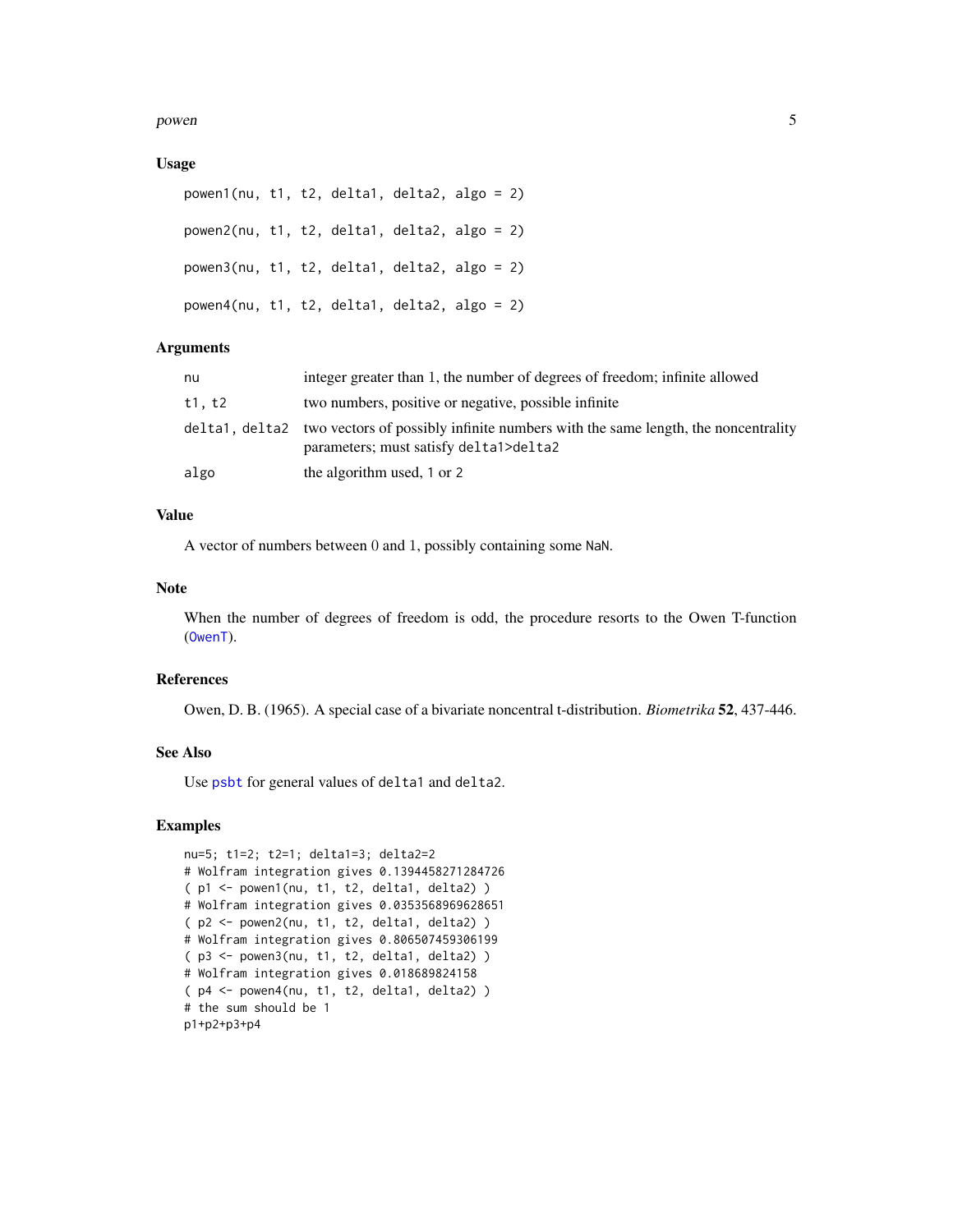### Usage

```
powen1(nu, t1, t2, delta1, delta2, algo = 2)

powen2(nu, t1, t2, delta1, delta2, algo = 2)

powen3(nu, t1, t2, delta1, delta2, algo = 2)

powen4(nu, t1, t2, delta1, delta2, algo = 2)
```

### Arguments

| | |
|---|---|
| nu | integer greater than 1, the number of degrees of freedom; infinite allowed |
| t1, t2 | two numbers, positive or negative, possible infinite |
| delta1, delta2 | two vectors of possibly infinite numbers with the same length, the noncentrality parameters; must satisfy delta1>delta2 |
| algo | the algorithm used, 1 or 2 |

### Value

A vector of numbers between 0 and 1, possibly containing some NaN.

### Note

When the number of degrees of freedom is odd, the procedure resorts to the Owen T-function (OwenT).

### References

Owen, D. B. (1965). A special case of a bivariate noncentral t-distribution. *Biometrika* **52**, 437-446.

### See Also

Use psbt for general values of delta1 and delta2.

### Examples

```
nu=5; t1=2; t2=1; delta1=3; delta2=2
# Wolfram integration gives 0.1394458271284726
( p1 <- powen1(nu, t1, t2, delta1, delta2) )
# Wolfram integration gives 0.0353568969628651
( p2 <- powen2(nu, t1, t2, delta1, delta2) )
# Wolfram integration gives 0.806507459306199
( p3 <- powen3(nu, t1, t2, delta1, delta2) )
# Wolfram integration gives 0.018689824158
( p4 <- powen4(nu, t1, t2, delta1, delta2) )
# the sum should be 1
p1+p2+p3+p4
```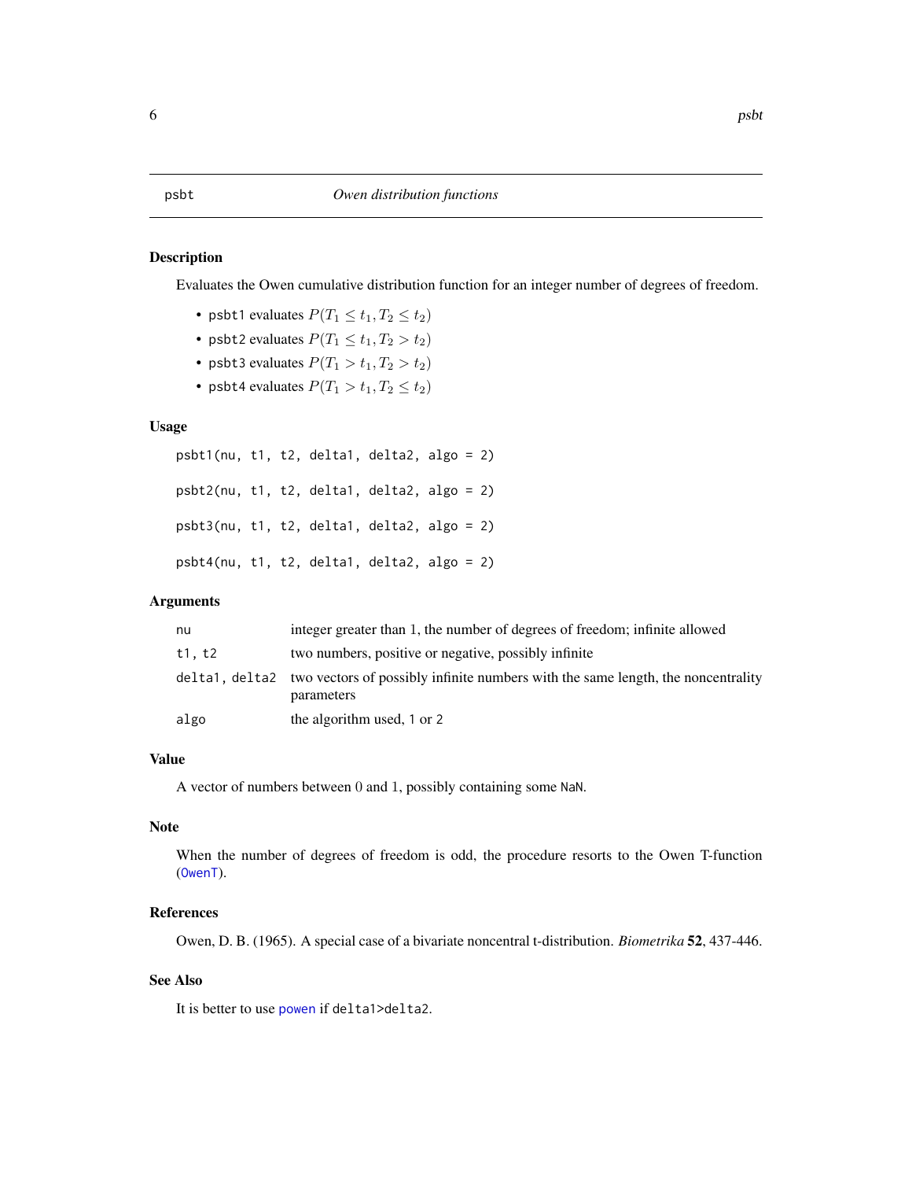# psbt — *Owen distribution functions*

## Description

Evaluates the Owen cumulative distribution function for an integer number of degrees of freedom.

- `psbt1` evaluates $P(T_1 \leq t_1, T_2 \leq t_2)$
- `psbt2` evaluates $P(T_1 \leq t_1, T_2 > t_2)$
- `psbt3` evaluates $P(T_1 > t_1, T_2 > t_2)$
- `psbt4` evaluates $P(T_1 > t_1, T_2 \leq t_2)$

## Usage

```
psbt1(nu, t1, t2, delta1, delta2, algo = 2)

psbt2(nu, t1, t2, delta1, delta2, algo = 2)

psbt3(nu, t1, t2, delta1, delta2, algo = 2)

psbt4(nu, t1, t2, delta1, delta2, algo = 2)
```

## Arguments

| | |
|---|---|
| `nu` | integer greater than 1, the number of degrees of freedom; infinite allowed |
| `t1, t2` | two numbers, positive or negative, possibly infinite |
| `delta1, delta2` | two vectors of possibly infinite numbers with the same length, the noncentrality parameters |
| `algo` | the algorithm used, `1` or `2` |

## Value

A vector of numbers between 0 and 1, possibly containing some `NaN`.

## Note

When the number of degrees of freedom is odd, the procedure resorts to the Owen T-function (`OwenT`).

## References

Owen, D. B. (1965). A special case of a bivariate noncentral t-distribution. *Biometrika* **52**, 437-446.

## See Also

It is better to use `powen` if `delta1>delta2`.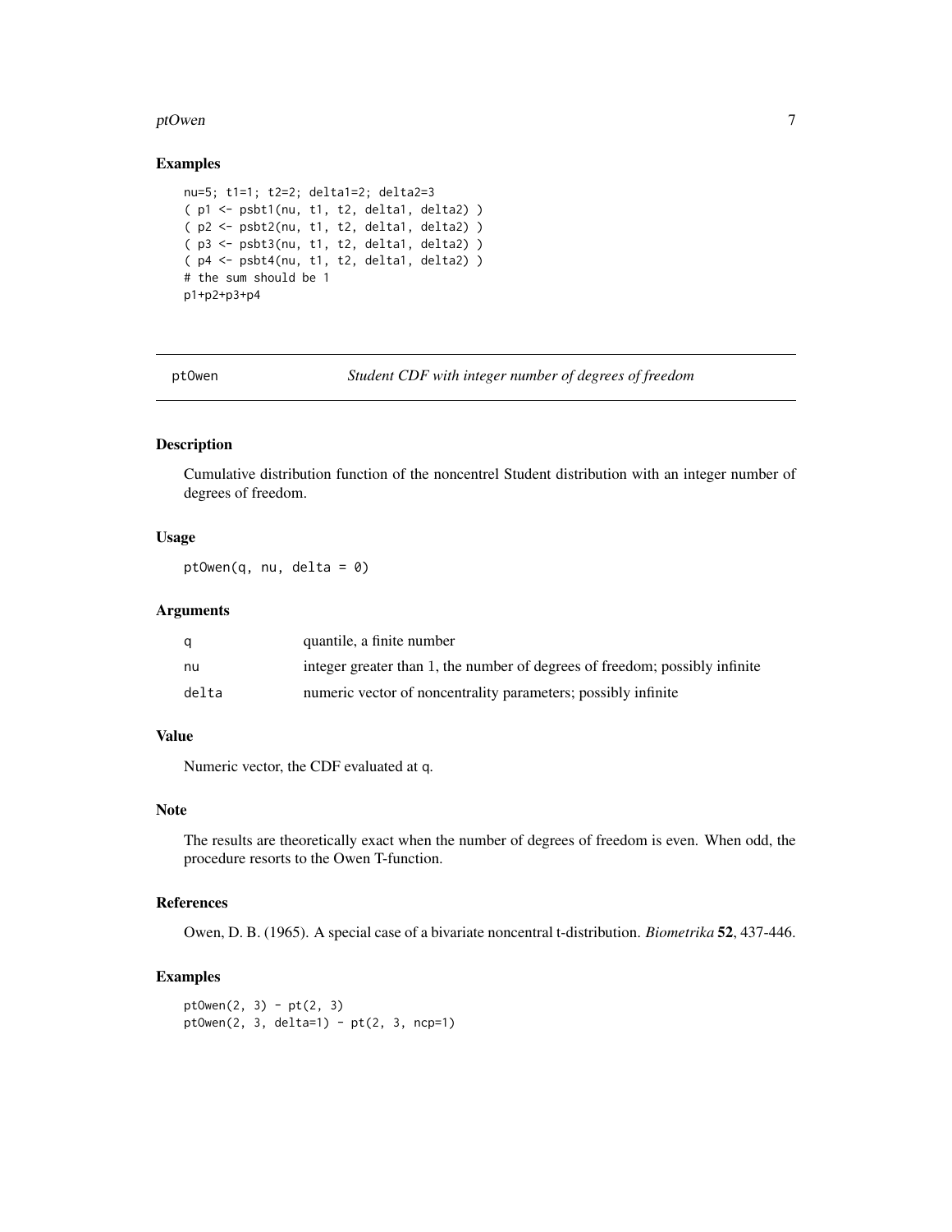### Examples

```
nu=5; t1=1; t2=2; delta1=2; delta2=3
( p1 <- psbt1(nu, t1, t2, delta1, delta2) )
( p2 <- psbt2(nu, t1, t2, delta1, delta2) )
( p3 <- psbt3(nu, t1, t2, delta1, delta2) )
( p4 <- psbt4(nu, t1, t2, delta1, delta2) )
# the sum should be 1
p1+p2+p3+p4
```

---

## ptOwen — *Student CDF with integer number of degrees of freedom*

---

### Description

Cumulative distribution function of the noncentrel Student distribution with an integer number of degrees of freedom.

### Usage

```
ptOwen(q, nu, delta = 0)
```

### Arguments

| | |
|---|---|
| q | quantile, a finite number |
| nu | integer greater than 1, the number of degrees of freedom; possibly infinite |
| delta | numeric vector of noncentrality parameters; possibly infinite |

### Value

Numeric vector, the CDF evaluated at `q`.

### Note

The results are theoretically exact when the number of degrees of freedom is even. When odd, the procedure resorts to the Owen T-function.

### References

Owen, D. B. (1965). A special case of a bivariate noncentral t-distribution. *Biometrika* **52**, 437-446.

### Examples

```
ptOwen(2, 3) - pt(2, 3)
ptOwen(2, 3, delta=1) - pt(2, 3, ncp=1)
```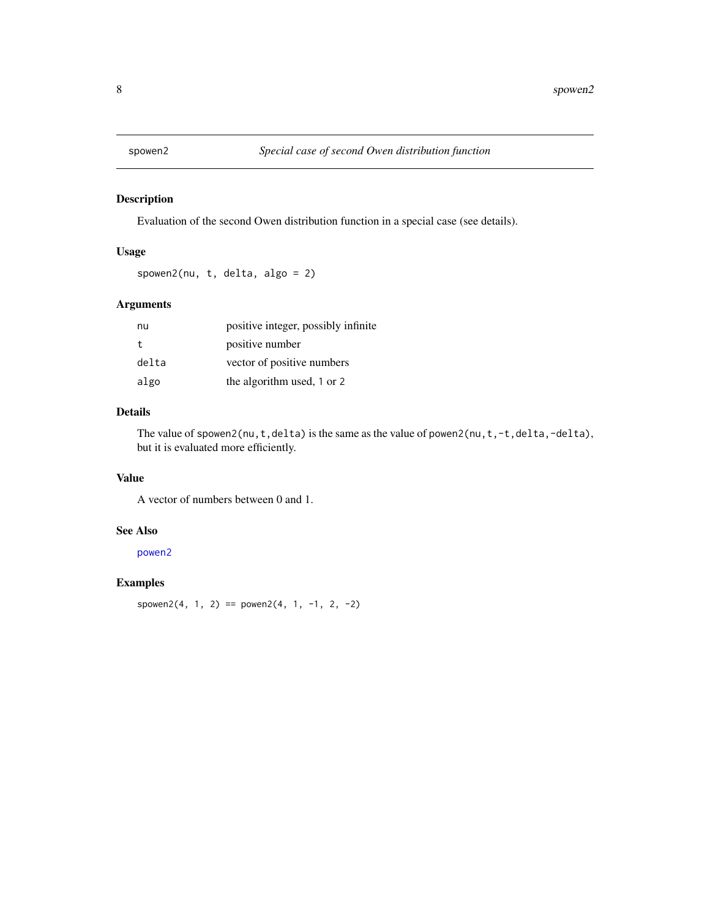# spowen2 — *Special case of second Owen distribution function*

## Description

Evaluation of the second Owen distribution function in a special case (see details).

## Usage

```
spowen2(nu, t, delta, algo = 2)
```

## Arguments

| | |
|---|---|
| `nu` | positive integer, possibly infinite |
| `t` | positive number |
| `delta` | vector of positive numbers |
| `algo` | the algorithm used, `1` or `2` |

## Details

The value of `spowen2(nu,t,delta)` is the same as the value of `powen2(nu,t,-t,delta,-delta)`, but it is evaluated more efficiently.

## Value

A vector of numbers between 0 and 1.

## See Also

`powen2`

## Examples

```
spowen2(4, 1, 2) == powen2(4, 1, -1, 2, -2)
```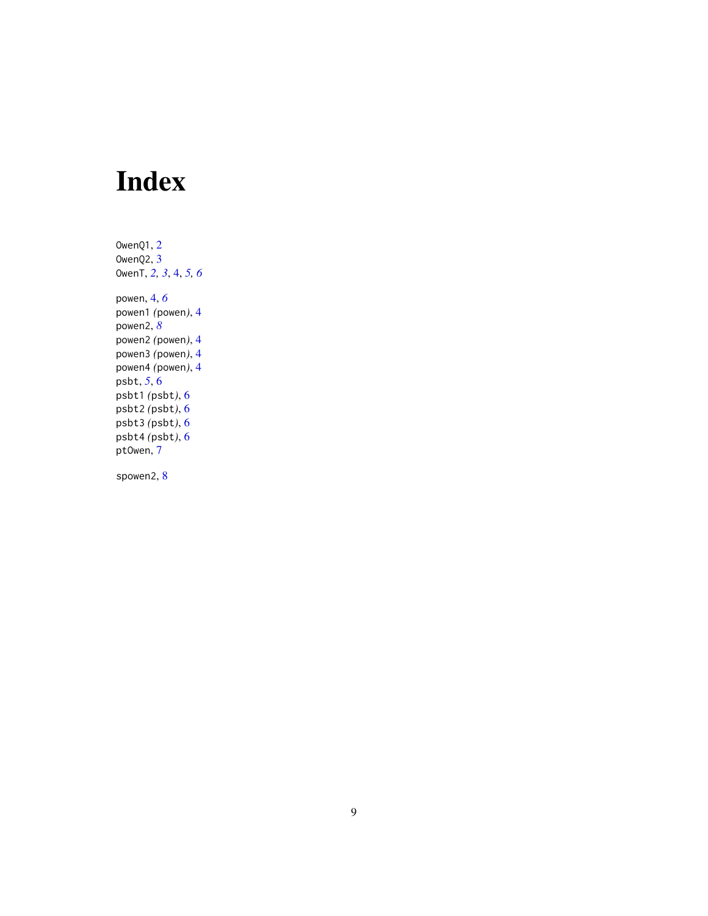# Index

OwenQ1, 2
OwenQ2, 3
OwenT, *2, 3*, 4, *5, 6*

powen, 4, *6*
powen1 *(*powen*)*, 4
powen2, *8*
powen2 *(*powen*)*, 4
powen3 *(*powen*)*, 4
powen4 *(*powen*)*, 4
psbt, *5*, 6
psbt1 *(*psbt*)*, 6
psbt2 *(*psbt*)*, 6
psbt3 *(*psbt*)*, 6
psbt4 *(*psbt*)*, 6
ptOwen, 7

spowen2, 8